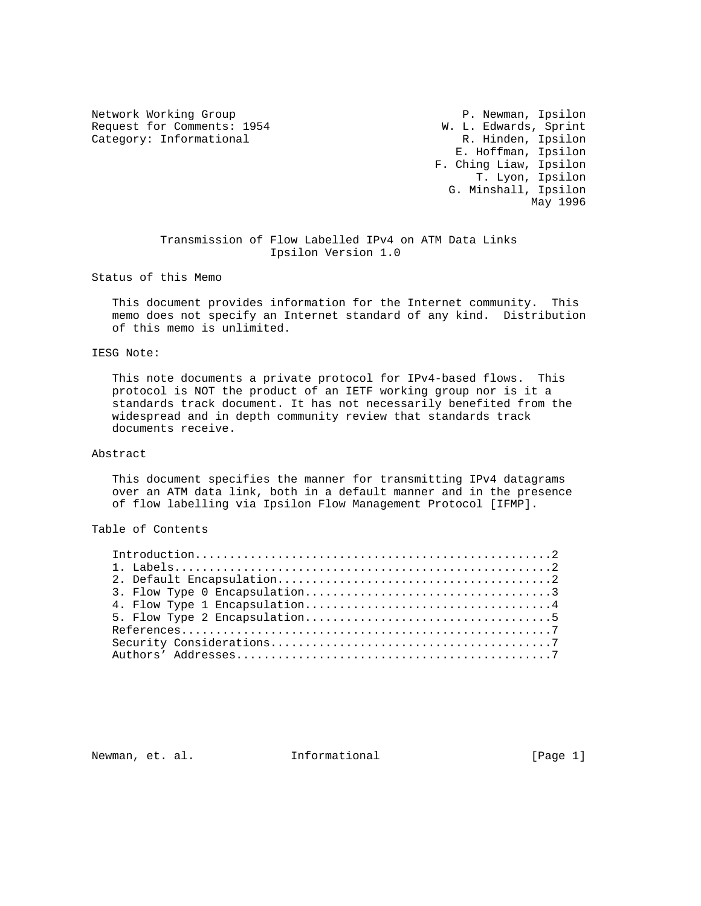Network Working Group P. Newman, Ipsilon
Request for Comments: 1954 W. L. Edwards, Sprint
Category: Informational R. Hinden, Ipsilon
E. Hoffman, Ipsilon
F. Ching Liaw, Ipsilon
T. Lyon, Ipsilon
G. Minshall, Ipsilon
May 1996

# Transmission of Flow Labelled IPv4 on ATM Data Links
## Ipsilon Version 1.0

## Status of this Memo

This document provides information for the Internet community. This memo does not specify an Internet standard of any kind. Distribution of this memo is unlimited.

## IESG Note:

This note documents a private protocol for IPv4-based flows. This protocol is NOT the product of an IETF working group nor is it a standards track document. It has not necessarily benefited from the widespread and in depth community review that standards track documents receive.

## Abstract

This document specifies the manner for transmitting IPv4 datagrams over an ATM data link, both in a default manner and in the presence of flow labelling via Ipsilon Flow Management Protocol [IFMP].

## Table of Contents

```
Introduction....................................................2
1. Labels.......................................................2
2. Default Encapsulation........................................2
3. Flow Type 0 Encapsulation....................................3
4. Flow Type 1 Encapsulation....................................4
5. Flow Type 2 Encapsulation....................................5
References......................................................7
Security Considerations.........................................7
Authors' Addresses..............................................7
```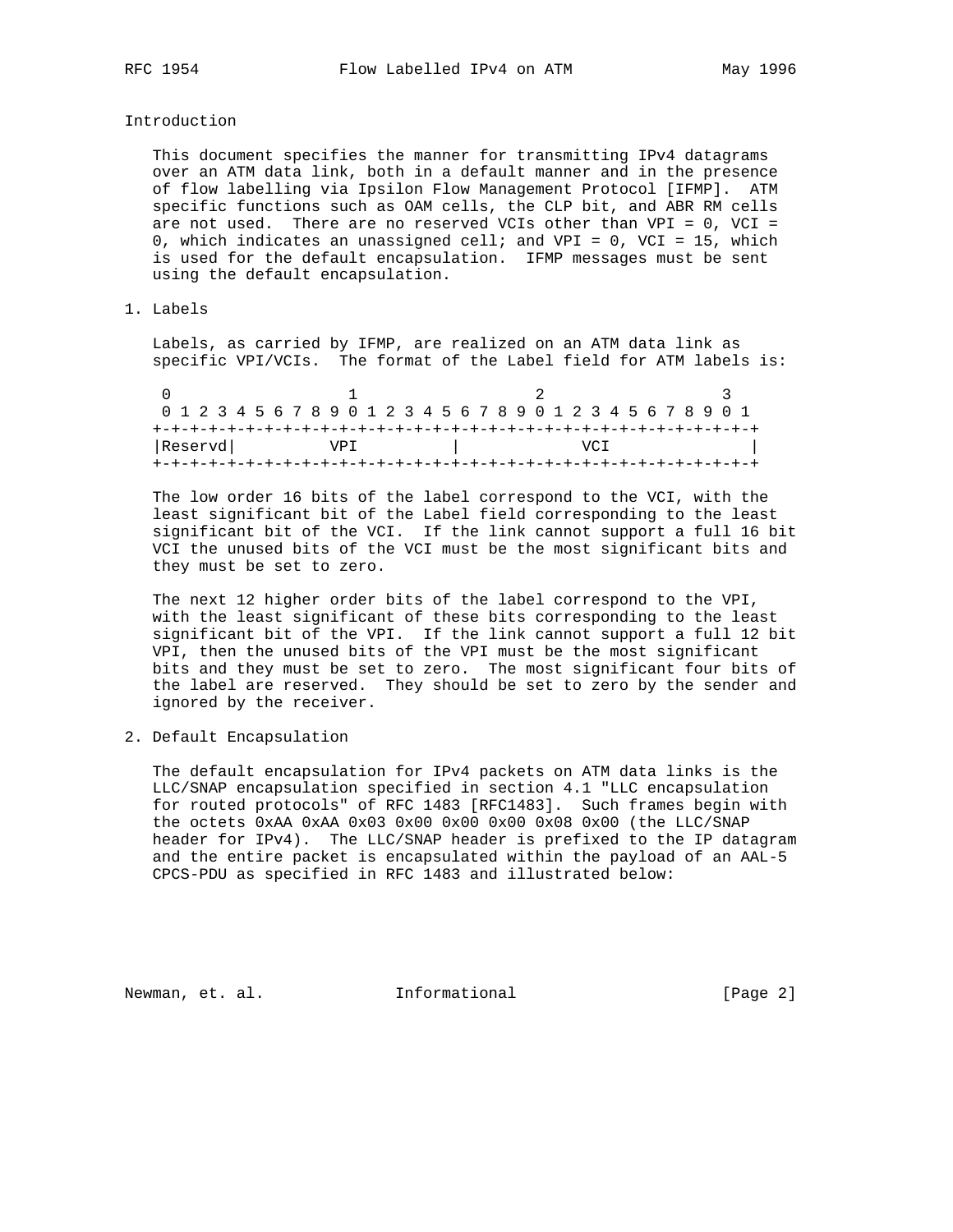## Introduction

This document specifies the manner for transmitting IPv4 datagrams over an ATM data link, both in a default manner and in the presence of flow labelling via Ipsilon Flow Management Protocol [IFMP]. ATM specific functions such as OAM cells, the CLP bit, and ABR RM cells are not used. There are no reserved VCIs other than VPI = 0, VCI = 0, which indicates an unassigned cell; and VPI = 0, VCI = 15, which is used for the default encapsulation. IFMP messages must be sent using the default encapsulation.

## 1. Labels

Labels, as carried by IFMP, are realized on an ATM data link as specific VPI/VCIs. The format of the Label field for ATM labels is:

```
 0                   1                   2                   3
 0 1 2 3 4 5 6 7 8 9 0 1 2 3 4 5 6 7 8 9 0 1 2 3 4 5 6 7 8 9 0 1
+-+-+-+-+-+-+-+-+-+-+-+-+-+-+-+-+-+-+-+-+-+-+-+-+-+-+-+-+-+-+-+-+
|Reservd|          VPI          |              VCI              |
+-+-+-+-+-+-+-+-+-+-+-+-+-+-+-+-+-+-+-+-+-+-+-+-+-+-+-+-+-+-+-+-+
```

The low order 16 bits of the label correspond to the VCI, with the least significant bit of the Label field corresponding to the least significant bit of the VCI. If the link cannot support a full 16 bit VCI the unused bits of the VCI must be the most significant bits and they must be set to zero.

The next 12 higher order bits of the label correspond to the VPI, with the least significant of these bits corresponding to the least significant bit of the VPI. If the link cannot support a full 12 bit VPI, then the unused bits of the VPI must be the most significant bits and they must be set to zero. The most significant four bits of the label are reserved. They should be set to zero by the sender and ignored by the receiver.

## 2. Default Encapsulation

The default encapsulation for IPv4 packets on ATM data links is the LLC/SNAP encapsulation specified in section 4.1 "LLC encapsulation for routed protocols" of RFC 1483 [RFC1483]. Such frames begin with the octets 0xAA 0xAA 0x03 0x00 0x00 0x00 0x08 0x00 (the LLC/SNAP header for IPv4). The LLC/SNAP header is prefixed to the IP datagram and the entire packet is encapsulated within the payload of an AAL-5 CPCS-PDU as specified in RFC 1483 and illustrated below: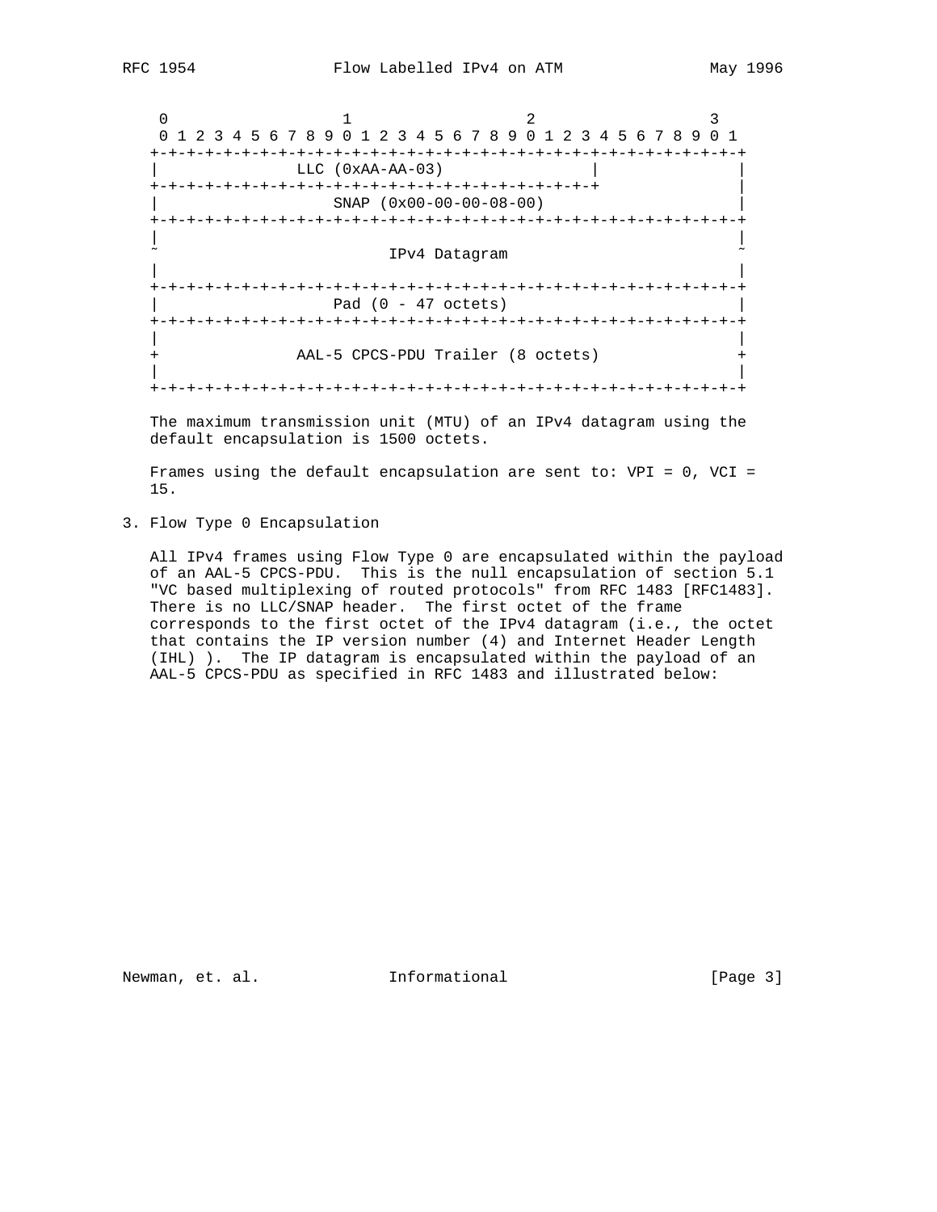```
 0                   1                   2                   3
 0 1 2 3 4 5 6 7 8 9 0 1 2 3 4 5 6 7 8 9 0 1 2 3 4 5 6 7 8 9 0 1
+-+-+-+-+-+-+-+-+-+-+-+-+-+-+-+-+-+-+-+-+-+-+-+-+-+-+-+-+-+-+-+-+
|               LLC (0xAA-AA-03)                |               |
+-+-+-+-+-+-+-+-+-+-+-+-+-+-+-+-+-+-+-+-+-+-+-+-+               |
|                   SNAP (0x00-00-00-08-00)                     |
+-+-+-+-+-+-+-+-+-+-+-+-+-+-+-+-+-+-+-+-+-+-+-+-+-+-+-+-+-+-+-+-+
|                                                               |
~                         IPv4 Datagram                         ~
|                                                               |
+-+-+-+-+-+-+-+-+-+-+-+-+-+-+-+-+-+-+-+-+-+-+-+-+-+-+-+-+-+-+-+-+
|                   Pad (0 - 47 octets)                         |
+-+-+-+-+-+-+-+-+-+-+-+-+-+-+-+-+-+-+-+-+-+-+-+-+-+-+-+-+-+-+-+-+
|                                                               |
+               AAL-5 CPCS-PDU Trailer (8 octets)               +
|                                                               |
+-+-+-+-+-+-+-+-+-+-+-+-+-+-+-+-+-+-+-+-+-+-+-+-+-+-+-+-+-+-+-+-+
```

The maximum transmission unit (MTU) of an IPv4 datagram using the default encapsulation is 1500 octets.

Frames using the default encapsulation are sent to: VPI = 0, VCI = 15.

## 3. Flow Type 0 Encapsulation

All IPv4 frames using Flow Type 0 are encapsulated within the payload of an AAL-5 CPCS-PDU. This is the null encapsulation of section 5.1 "VC based multiplexing of routed protocols" from RFC 1483 [RFC1483]. There is no LLC/SNAP header. The first octet of the frame corresponds to the first octet of the IPv4 datagram (i.e., the octet that contains the IP version number (4) and Internet Header Length (IHL) ). The IP datagram is encapsulated within the payload of an AAL-5 CPCS-PDU as specified in RFC 1483 and illustrated below: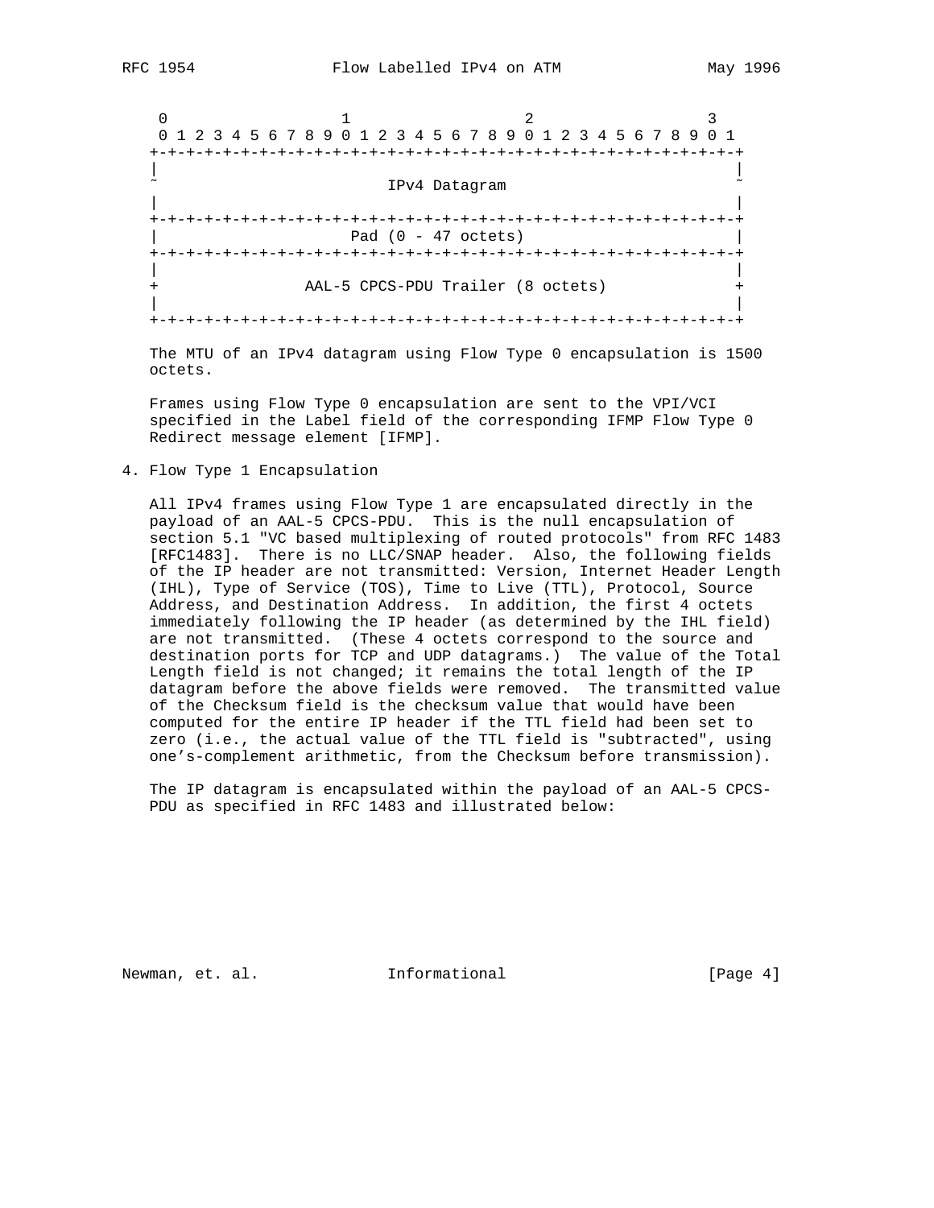```
    0                   1                   2                   3
    0 1 2 3 4 5 6 7 8 9 0 1 2 3 4 5 6 7 8 9 0 1 2 3 4 5 6 7 8 9 0 1
   +-+-+-+-+-+-+-+-+-+-+-+-+-+-+-+-+-+-+-+-+-+-+-+-+-+-+-+-+-+-+-+-+
   |                                                               |
   ~                         IPv4 Datagram                         ~
   |                                                               |
   +-+-+-+-+-+-+-+-+-+-+-+-+-+-+-+-+-+-+-+-+-+-+-+-+-+-+-+-+-+-+-+-+
   |                     Pad (0 - 47 octets)                       |
   +-+-+-+-+-+-+-+-+-+-+-+-+-+-+-+-+-+-+-+-+-+-+-+-+-+-+-+-+-+-+-+-+
   |                                                               |
   +              AAL-5 CPCS-PDU Trailer (8 octets)                +
   |                                                               |
   +-+-+-+-+-+-+-+-+-+-+-+-+-+-+-+-+-+-+-+-+-+-+-+-+-+-+-+-+-+-+-+-+
```

The MTU of an IPv4 datagram using Flow Type 0 encapsulation is 1500 octets.

Frames using Flow Type 0 encapsulation are sent to the VPI/VCI specified in the Label field of the corresponding IFMP Flow Type 0 Redirect message element [IFMP].

## 4. Flow Type 1 Encapsulation

All IPv4 frames using Flow Type 1 are encapsulated directly in the payload of an AAL-5 CPCS-PDU. This is the null encapsulation of section 5.1 "VC based multiplexing of routed protocols" from RFC 1483 [RFC1483]. There is no LLC/SNAP header. Also, the following fields of the IP header are not transmitted: Version, Internet Header Length (IHL), Type of Service (TOS), Time to Live (TTL), Protocol, Source Address, and Destination Address. In addition, the first 4 octets immediately following the IP header (as determined by the IHL field) are not transmitted. (These 4 octets correspond to the source and destination ports for TCP and UDP datagrams.) The value of the Total Length field is not changed; it remains the total length of the IP datagram before the above fields were removed. The transmitted value of the Checksum field is the checksum value that would have been computed for the entire IP header if the TTL field had been set to zero (i.e., the actual value of the TTL field is "subtracted", using one's-complement arithmetic, from the Checksum before transmission).

The IP datagram is encapsulated within the payload of an AAL-5 CPCS-PDU as specified in RFC 1483 and illustrated below: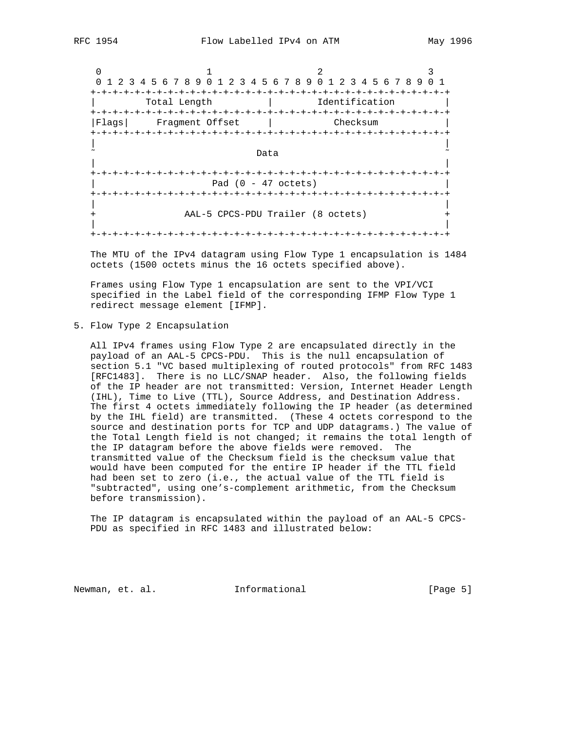```
 0                   1                   2                   3
 0 1 2 3 4 5 6 7 8 9 0 1 2 3 4 5 6 7 8 9 0 1 2 3 4 5 6 7 8 9 0 1
+-+-+-+-+-+-+-+-+-+-+-+-+-+-+-+-+-+-+-+-+-+-+-+-+-+-+-+-+-+-+-+-+
|         Total Length          |        Identification         |
+-+-+-+-+-+-+-+-+-+-+-+-+-+-+-+-+-+-+-+-+-+-+-+-+-+-+-+-+-+-+-+-+
|Flags|     Fragment Offset     |           Checksum            |
+-+-+-+-+-+-+-+-+-+-+-+-+-+-+-+-+-+-+-+-+-+-+-+-+-+-+-+-+-+-+-+-+
|                                                               |
~                             Data                              ~
|                                                               |
+-+-+-+-+-+-+-+-+-+-+-+-+-+-+-+-+-+-+-+-+-+-+-+-+-+-+-+-+-+-+-+-+
|                     Pad (0 - 47 octets)                       |
+-+-+-+-+-+-+-+-+-+-+-+-+-+-+-+-+-+-+-+-+-+-+-+-+-+-+-+-+-+-+-+-+
|                                                               |
+               AAL-5 CPCS-PDU Trailer (8 octets)               +
|                                                               |
+-+-+-+-+-+-+-+-+-+-+-+-+-+-+-+-+-+-+-+-+-+-+-+-+-+-+-+-+-+-+-+-+
```

The MTU of the IPv4 datagram using Flow Type 1 encapsulation is 1484 octets (1500 octets minus the 16 octets specified above).

Frames using Flow Type 1 encapsulation are sent to the VPI/VCI specified in the Label field of the corresponding IFMP Flow Type 1 redirect message element [IFMP].

## 5. Flow Type 2 Encapsulation

All IPv4 frames using Flow Type 2 are encapsulated directly in the payload of an AAL-5 CPCS-PDU. This is the null encapsulation of section 5.1 "VC based multiplexing of routed protocols" from RFC 1483 [RFC1483]. There is no LLC/SNAP header. Also, the following fields of the IP header are not transmitted: Version, Internet Header Length (IHL), Time to Live (TTL), Source Address, and Destination Address. The first 4 octets immediately following the IP header (as determined by the IHL field) are transmitted. (These 4 octets correspond to the source and destination ports for TCP and UDP datagrams.) The value of the Total Length field is not changed; it remains the total length of the IP datagram before the above fields were removed. The transmitted value of the Checksum field is the checksum value that would have been computed for the entire IP header if the TTL field had been set to zero (i.e., the actual value of the TTL field is "subtracted", using one's-complement arithmetic, from the Checksum before transmission).

The IP datagram is encapsulated within the payload of an AAL-5 CPCS-PDU as specified in RFC 1483 and illustrated below: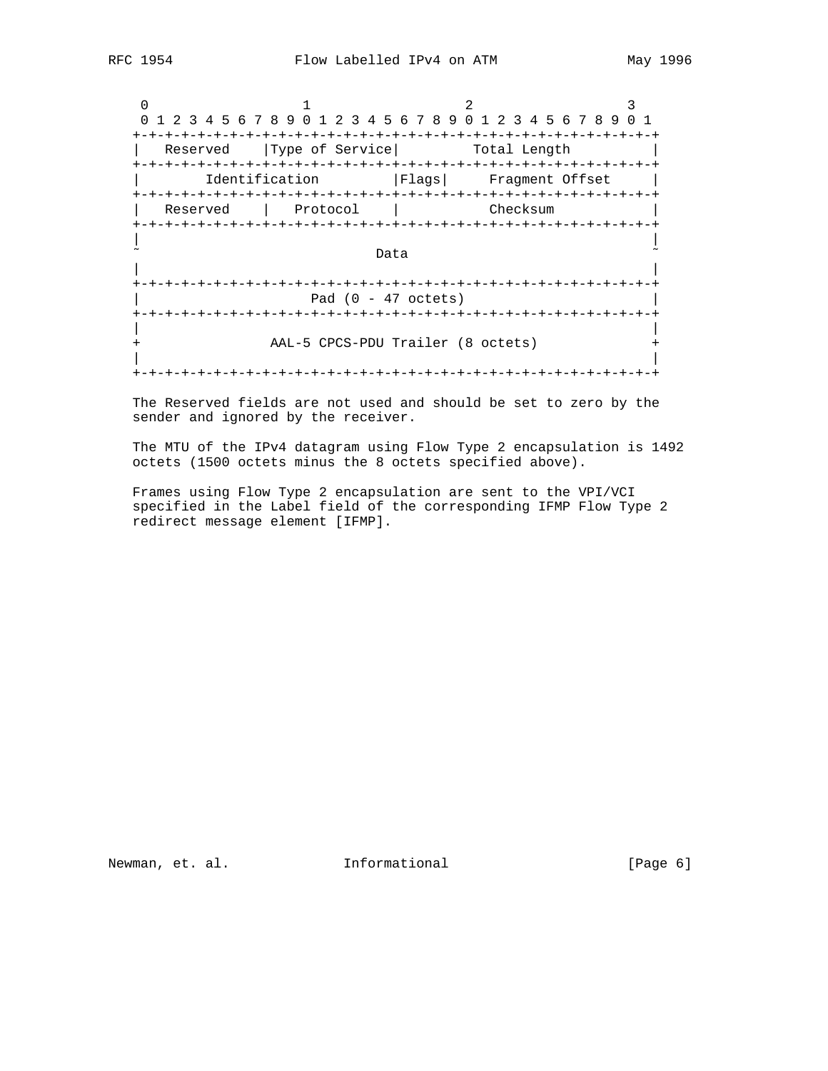```
 0                   1                   2                   3
 0 1 2 3 4 5 6 7 8 9 0 1 2 3 4 5 6 7 8 9 0 1 2 3 4 5 6 7 8 9 0 1
+-+-+-+-+-+-+-+-+-+-+-+-+-+-+-+-+-+-+-+-+-+-+-+-+-+-+-+-+-+-+-+-+
|   Reserved    |Type of Service|         Total Length          |
+-+-+-+-+-+-+-+-+-+-+-+-+-+-+-+-+-+-+-+-+-+-+-+-+-+-+-+-+-+-+-+-+
|        Identification         |Flags|     Fragment Offset     |
+-+-+-+-+-+-+-+-+-+-+-+-+-+-+-+-+-+-+-+-+-+-+-+-+-+-+-+-+-+-+-+-+
|   Reserved    |   Protocol    |           Checksum            |
+-+-+-+-+-+-+-+-+-+-+-+-+-+-+-+-+-+-+-+-+-+-+-+-+-+-+-+-+-+-+-+-+
|                                                               |
~                             Data                              ~
|                                                               |
+-+-+-+-+-+-+-+-+-+-+-+-+-+-+-+-+-+-+-+-+-+-+-+-+-+-+-+-+-+-+-+-+
|                      Pad (0 - 47 octets)                      |
+-+-+-+-+-+-+-+-+-+-+-+-+-+-+-+-+-+-+-+-+-+-+-+-+-+-+-+-+-+-+-+-+
|                                                               |
+              AAL-5 CPCS-PDU Trailer (8 octets)                +
|                                                               |
+-+-+-+-+-+-+-+-+-+-+-+-+-+-+-+-+-+-+-+-+-+-+-+-+-+-+-+-+-+-+-+-+
```

The Reserved fields are not used and should be set to zero by the sender and ignored by the receiver.

The MTU of the IPv4 datagram using Flow Type 2 encapsulation is 1492 octets (1500 octets minus the 8 octets specified above).

Frames using Flow Type 2 encapsulation are sent to the VPI/VCI specified in the Label field of the corresponding IFMP Flow Type 2 redirect message element [IFMP].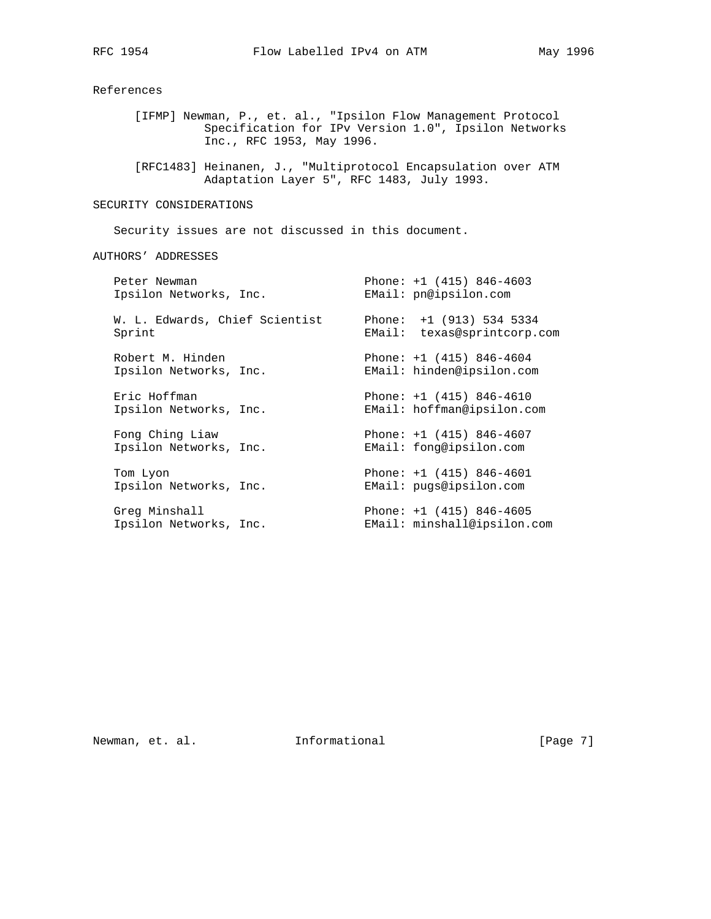## References

[IFMP] Newman, P., et. al., "Ipsilon Flow Management Protocol Specification for IPv Version 1.0", Ipsilon Networks Inc., RFC 1953, May 1996.

[RFC1483] Heinanen, J., "Multiprotocol Encapsulation over ATM Adaptation Layer 5", RFC 1483, July 1993.

## SECURITY CONSIDERATIONS

Security issues are not discussed in this document.

## AUTHORS' ADDRESSES

Peter Newman
Ipsilon Networks, Inc.
Phone: +1 (415) 846-4603
EMail: pn@ipsilon.com

W. L. Edwards, Chief Scientist
Sprint
Phone: +1 (913) 534 5334
EMail: texas@sprintcorp.com

Robert M. Hinden
Ipsilon Networks, Inc.
Phone: +1 (415) 846-4604
EMail: hinden@ipsilon.com

Eric Hoffman
Ipsilon Networks, Inc.
Phone: +1 (415) 846-4610
EMail: hoffman@ipsilon.com

Fong Ching Liaw
Ipsilon Networks, Inc.
Phone: +1 (415) 846-4607
EMail: fong@ipsilon.com

Tom Lyon
Ipsilon Networks, Inc.
Phone: +1 (415) 846-4601
EMail: pugs@ipsilon.com

Greg Minshall
Ipsilon Networks, Inc.
Phone: +1 (415) 846-4605
EMail: minshall@ipsilon.com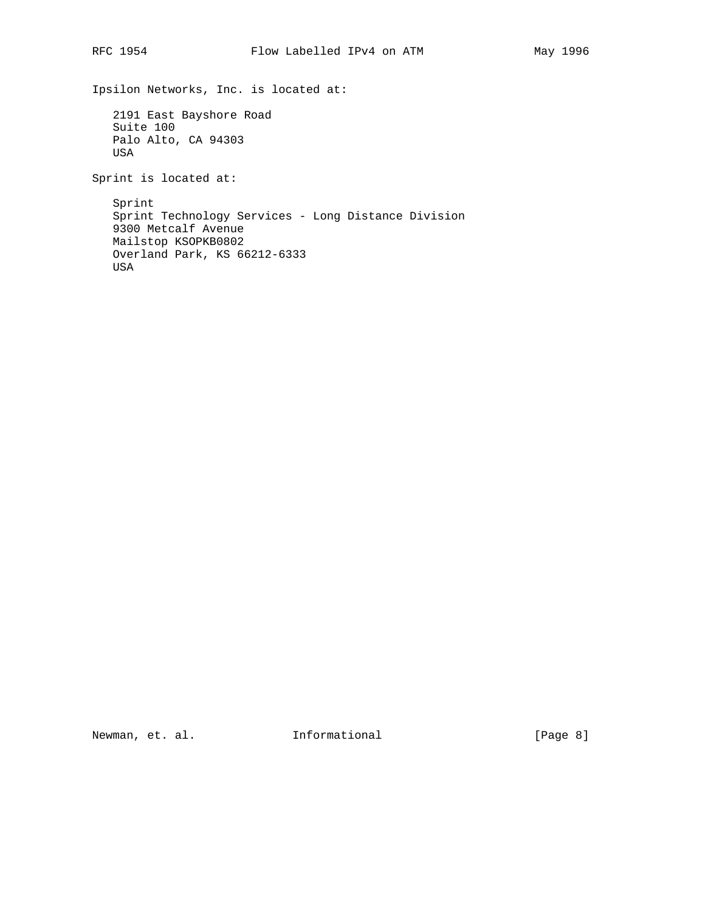Ipsilon Networks, Inc. is located at:

2191 East Bayshore Road
Suite 100
Palo Alto, CA 94303
USA

Sprint is located at:

Sprint
Sprint Technology Services - Long Distance Division
9300 Metcalf Avenue
Mailstop KSOPKB0802
Overland Park, KS 66212-6333
USA